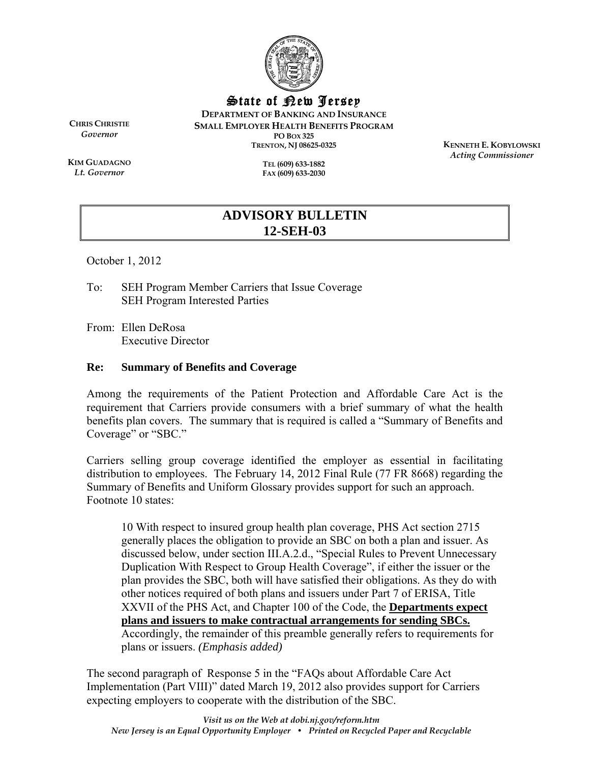# State of New Jersey

**DEPARTMENT OF BANKING AND INSURANCE**
**SMALL EMPLOYER HEALTH BENEFITS PROGRAM**
PO BOX 325
TRENTON, NJ 08625-0325

TEL (609) 633-1882
FAX (609) 633-2030

CHRIS CHRISTIE
*Governor*

KIM GUADAGNO
*Lt. Governor*

KENNETH E. KOBYLOWSKI
*Acting Commissioner*

## ADVISORY BULLETIN
## 12-SEH-03

October 1, 2012

To: SEH Program Member Carriers that Issue Coverage
SEH Program Interested Parties

From: Ellen DeRosa
Executive Director

**Re: Summary of Benefits and Coverage**

Among the requirements of the Patient Protection and Affordable Care Act is the requirement that Carriers provide consumers with a brief summary of what the health benefits plan covers. The summary that is required is called a "Summary of Benefits and Coverage" or "SBC."

Carriers selling group coverage identified the employer as essential in facilitating distribution to employees. The February 14, 2012 Final Rule (77 FR 8668) regarding the Summary of Benefits and Uniform Glossary provides support for such an approach. Footnote 10 states:

> 10 With respect to insured group health plan coverage, PHS Act section 2715 generally places the obligation to provide an SBC on both a plan and issuer. As discussed below, under section III.A.2.d., "Special Rules to Prevent Unnecessary Duplication With Respect to Group Health Coverage", if either the issuer or the plan provides the SBC, both will have satisfied their obligations. As they do with other notices required of both plans and issuers under Part 7 of ERISA, Title XXVII of the PHS Act, and Chapter 100 of the Code, the **<u>Departments expect plans and issuers to make contractual arrangements for sending SBCs.</u>** Accordingly, the remainder of this preamble generally refers to requirements for plans or issuers. *(Emphasis added)*

The second paragraph of Response 5 in the "FAQs about Affordable Care Act Implementation (Part VIII)" dated March 19, 2012 also provides support for Carriers expecting employers to cooperate with the distribution of the SBC.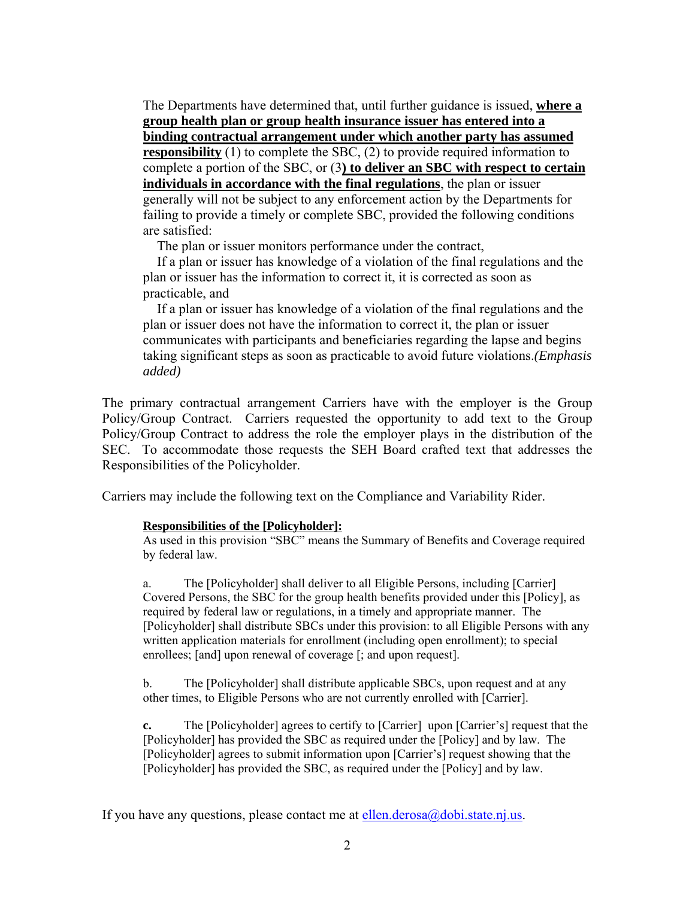> The Departments have determined that, until further guidance is issued, **where a group health plan or group health insurance issuer has entered into a binding contractual arrangement under which another party has assumed responsibility** (1) to complete the SBC, (2) to provide required information to complete a portion of the SBC, or (3**) to deliver an SBC with respect to certain individuals in accordance with the final regulations**, the plan or issuer generally will not be subject to any enforcement action by the Departments for failing to provide a timely or complete SBC, provided the following conditions are satisfied:
>
> The plan or issuer monitors performance under the contract,
>
> If a plan or issuer has knowledge of a violation of the final regulations and the plan or issuer has the information to correct it, it is corrected as soon as practicable, and
>
> If a plan or issuer has knowledge of a violation of the final regulations and the plan or issuer does not have the information to correct it, the plan or issuer communicates with participants and beneficiaries regarding the lapse and begins taking significant steps as soon as practicable to avoid future violations.*(Emphasis added)*

The primary contractual arrangement Carriers have with the employer is the Group Policy/Group Contract. Carriers requested the opportunity to add text to the Group Policy/Group Contract to address the role the employer plays in the distribution of the SEC. To accommodate those requests the SEH Board crafted text that addresses the Responsibilities of the Policyholder.

Carriers may include the following text on the Compliance and Variability Rider.

> **Responsibilities of the [Policyholder]:**
> As used in this provision "SBC" means the Summary of Benefits and Coverage required by federal law.
>
> a. The [Policyholder] shall deliver to all Eligible Persons, including [Carrier] Covered Persons, the SBC for the group health benefits provided under this [Policy], as required by federal law or regulations, in a timely and appropriate manner. The [Policyholder] shall distribute SBCs under this provision: to all Eligible Persons with any written application materials for enrollment (including open enrollment); to special enrollees; [and] upon renewal of coverage [; and upon request].
>
> b. The [Policyholder] shall distribute applicable SBCs, upon request and at any other times, to Eligible Persons who are not currently enrolled with [Carrier].
>
> **c.** The [Policyholder] agrees to certify to [Carrier] upon [Carrier's] request that the [Policyholder] has provided the SBC as required under the [Policy] and by law. The [Policyholder] agrees to submit information upon [Carrier's] request showing that the [Policyholder] has provided the SBC, as required under the [Policy] and by law.

If you have any questions, please contact me at ellen.derosa@dobi.state.nj.us.